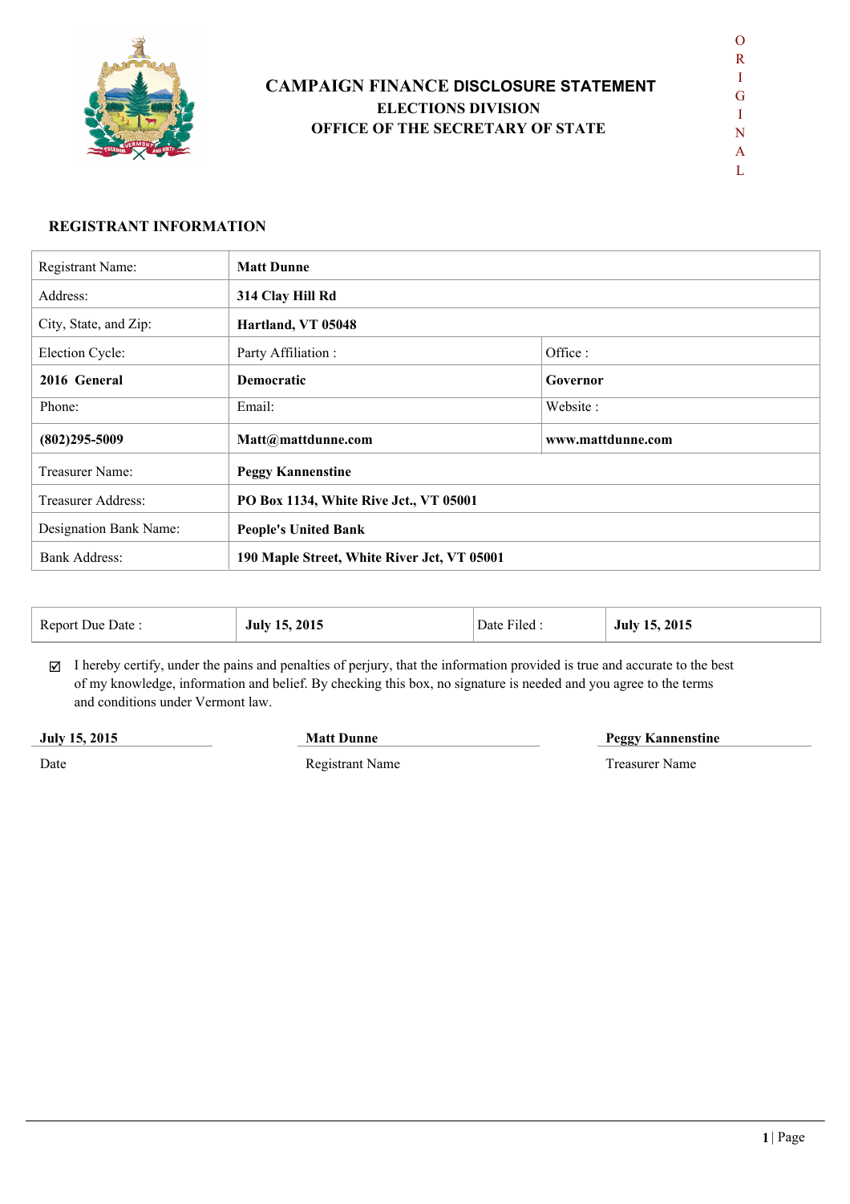# CAMPAIGN FINANCE DISCLOSURE STATEMENT

## ELECTIONS DIVISION

## OFFICE OF THE SECRETARY OF STATE

ORIGINAL

### REGISTRANT INFORMATION

| | | |
|---|---|---|
| Registrant Name: | **Matt Dunne** | |
| Address: | **314 Clay Hill Rd** | |
| City, State, and Zip: | **Hartland, VT 05048** | |
| Election Cycle: | Party Affiliation : | Office : |
| **2016 General** | **Democratic** | **Governor** |
| Phone: | Email: | Website : |
| **(802)295-5009** | **Matt@mattdunne.com** | **www.mattdunne.com** |
| Treasurer Name: | **Peggy Kannenstine** | |
| Treasurer Address: | **PO Box 1134, White Rive Jct., VT 05001** | |
| Designation Bank Name: | **People's United Bank** | |
| Bank Address: | **190 Maple Street, White River Jct, VT 05001** | |

| Report Due Date : | **July 15, 2015** | Date Filed : | **July 15, 2015** |
|---|---|---|---|

☑ I hereby certify, under the pains and penalties of perjury, that the information provided is true and accurate to the best of my knowledge, information and belief. By checking this box, no signature is needed and you agree to the terms and conditions under Vermont law.

| **July 15, 2015** | **Matt Dunne** | **Peggy Kannenstine** |
|---|---|---|
| Date | Registrant Name | Treasurer Name |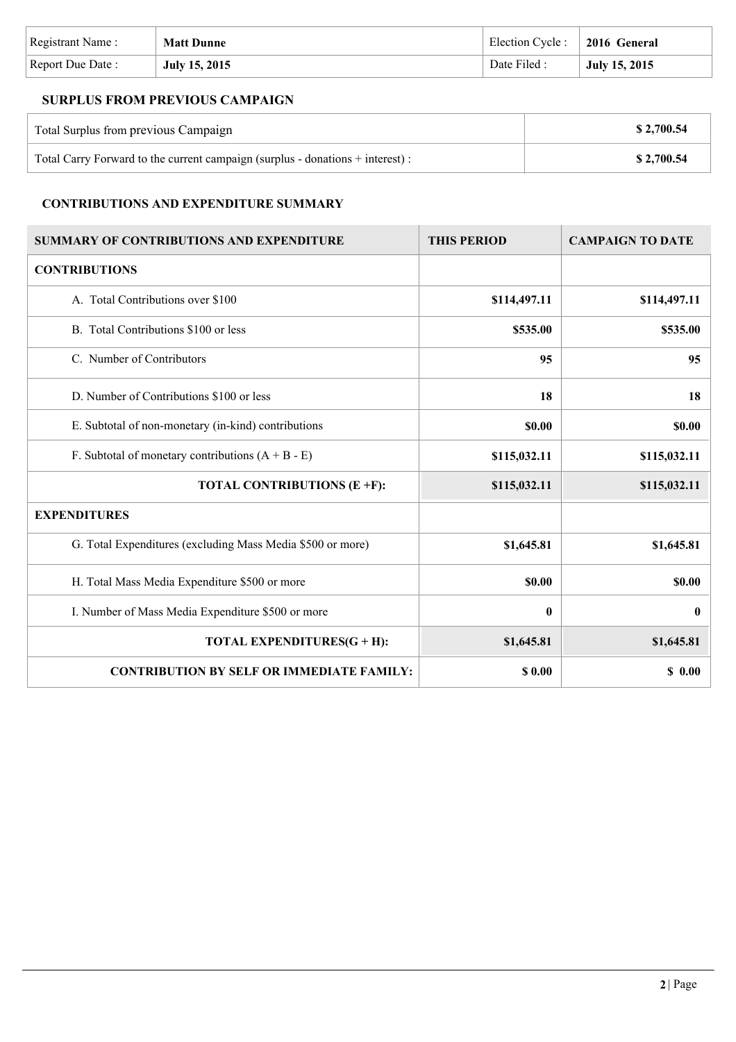| Registrant Name : | **Matt Dunne** | Election Cycle : | **2016 General** |
|---|---|---|---|
| Report Due Date : | **July 15, 2015** | Date Filed : | **July 15, 2015** |

### SURPLUS FROM PREVIOUS CAMPAIGN

| | |
|---|---|
| Total Surplus from previous Campaign | **$ 2,700.54** |
| Total Carry Forward to the current campaign (surplus - donations + interest) : | **$ 2,700.54** |

### CONTRIBUTIONS AND EXPENDITURE SUMMARY

| SUMMARY OF CONTRIBUTIONS AND EXPENDITURE | THIS PERIOD | CAMPAIGN TO DATE |
|---|---|---|
| **CONTRIBUTIONS** | | |
| A. Total Contributions over $100 | **$114,497.11** | **$114,497.11** |
| B. Total Contributions $100 or less | **$535.00** | **$535.00** |
| C. Number of Contributors | **95** | **95** |
| D. Number of Contributions $100 or less | **18** | **18** |
| E. Subtotal of non-monetary (in-kind) contributions | **$0.00** | **$0.00** |
| F. Subtotal of monetary contributions (A + B - E) | **$115,032.11** | **$115,032.11** |
| **TOTAL CONTRIBUTIONS (E +F):** | **$115,032.11** | **$115,032.11** |
| **EXPENDITURES** | | |
| G. Total Expenditures (excluding Mass Media $500 or more) | **$1,645.81** | **$1,645.81** |
| H. Total Mass Media Expenditure $500 or more | **$0.00** | **$0.00** |
| I. Number of Mass Media Expenditure $500 or more | **0** | **0** |
| **TOTAL EXPENDITURES(G + H):** | **$1,645.81** | **$1,645.81** |
| **CONTRIBUTION BY SELF OR IMMEDIATE FAMILY:** | **$ 0.00** | **$ 0.00** |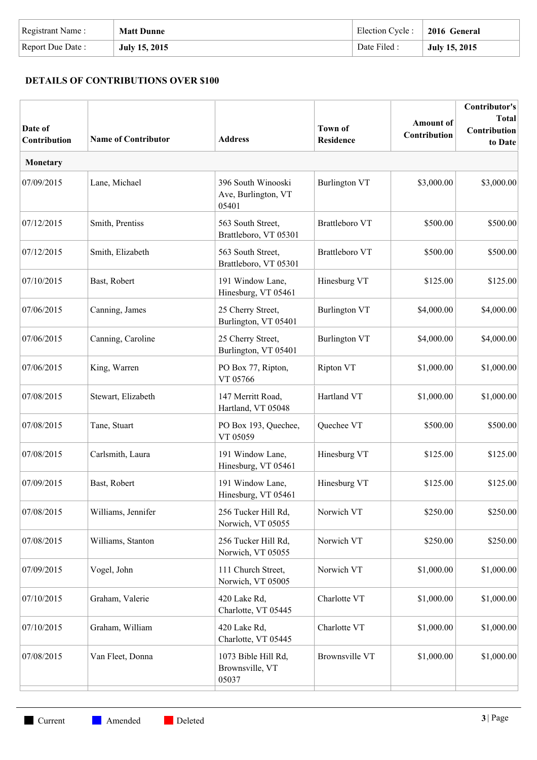| Registrant Name : | **Matt Dunne** | Election Cycle : | **2016 General** |
|---|---|---|---|
| Report Due Date : | **July 15, 2015** | Date Filed : | **July 15, 2015** |

### DETAILS OF CONTRIBUTIONS OVER $100

| Date of Contribution | Name of Contributor | Address | Town of Residence | Amount of Contribution | Contributor's Total Contribution to Date |
|---|---|---|---|---|---|
| **Monetary** | | | | | |
| 07/09/2015 | Lane, Michael | 396 South Winooski Ave, Burlington, VT 05401 | Burlington VT | $3,000.00 | $3,000.00 |
| 07/12/2015 | Smith, Prentiss | 563 South Street, Brattleboro, VT 05301 | Brattleboro VT | $500.00 | $500.00 |
| 07/12/2015 | Smith, Elizabeth | 563 South Street, Brattleboro, VT 05301 | Brattleboro VT | $500.00 | $500.00 |
| 07/10/2015 | Bast, Robert | 191 Window Lane, Hinesburg, VT 05461 | Hinesburg VT | $125.00 | $125.00 |
| 07/06/2015 | Canning, James | 25 Cherry Street, Burlington, VT 05401 | Burlington VT | $4,000.00 | $4,000.00 |
| 07/06/2015 | Canning, Caroline | 25 Cherry Street, Burlington, VT 05401 | Burlington VT | $4,000.00 | $4,000.00 |
| 07/06/2015 | King, Warren | PO Box 77, Ripton, VT 05766 | Ripton VT | $1,000.00 | $1,000.00 |
| 07/08/2015 | Stewart, Elizabeth | 147 Merritt Road, Hartland, VT 05048 | Hartland VT | $1,000.00 | $1,000.00 |
| 07/08/2015 | Tane, Stuart | PO Box 193, Quechee, VT 05059 | Quechee VT | $500.00 | $500.00 |
| 07/08/2015 | Carlsmith, Laura | 191 Window Lane, Hinesburg, VT 05461 | Hinesburg VT | $125.00 | $125.00 |
| 07/09/2015 | Bast, Robert | 191 Window Lane, Hinesburg, VT 05461 | Hinesburg VT | $125.00 | $125.00 |
| 07/08/2015 | Williams, Jennifer | 256 Tucker Hill Rd, Norwich, VT 05055 | Norwich VT | $250.00 | $250.00 |
| 07/08/2015 | Williams, Stanton | 256 Tucker Hill Rd, Norwich, VT 05055 | Norwich VT | $250.00 | $250.00 |
| 07/09/2015 | Vogel, John | 111 Church Street, Norwich, VT 05005 | Norwich VT | $1,000.00 | $1,000.00 |
| 07/10/2015 | Graham, Valerie | 420 Lake Rd, Charlotte, VT 05445 | Charlotte VT | $1,000.00 | $1,000.00 |
| 07/10/2015 | Graham, William | 420 Lake Rd, Charlotte, VT 05445 | Charlotte VT | $1,000.00 | $1,000.00 |
| 07/08/2015 | Van Fleet, Donna | 1073 Bible Hill Rd, Brownsville, VT 05037 | Brownsville VT | $1,000.00 | $1,000.00 |

Current Amended Deleted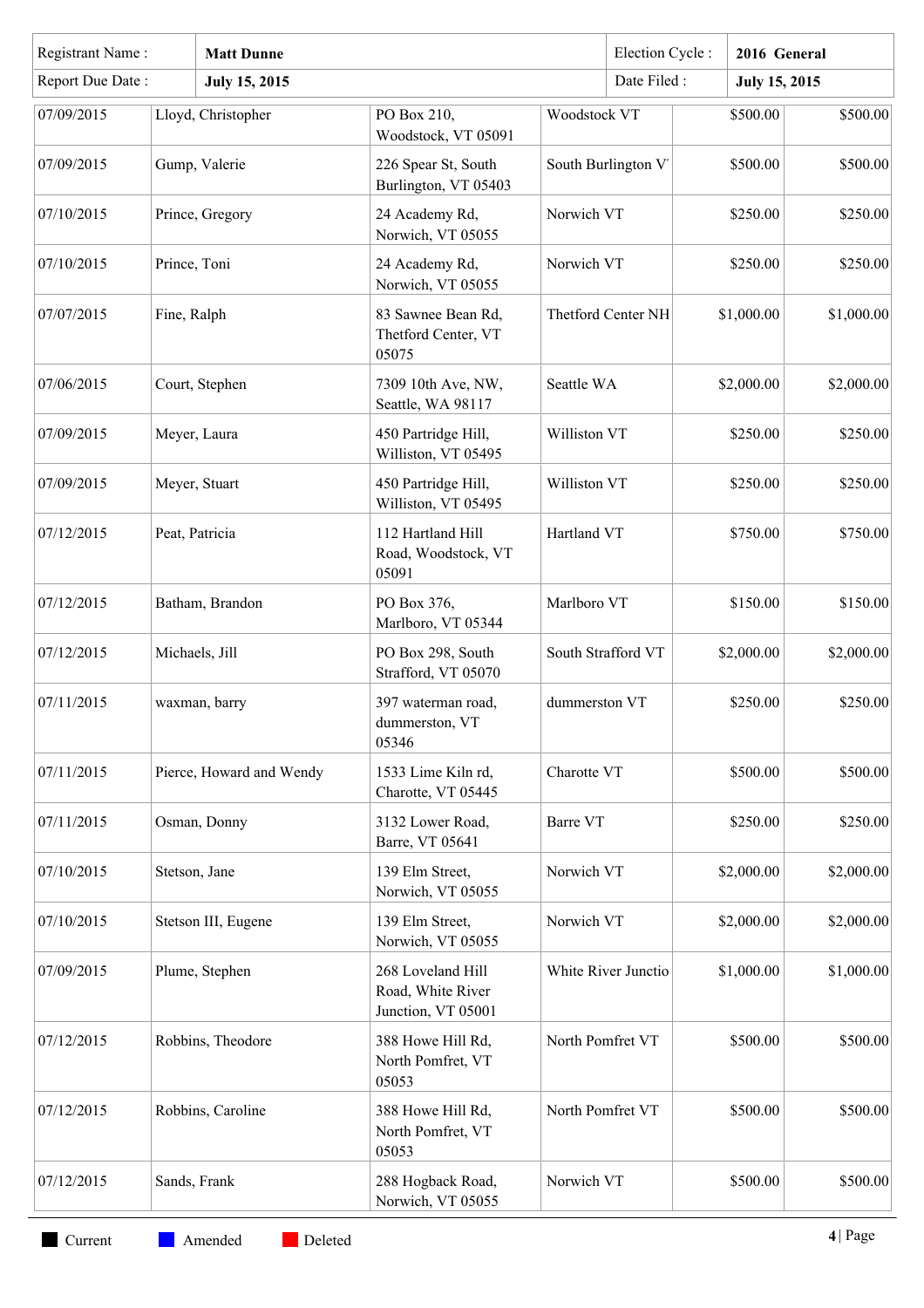| Registrant Name : | Matt Dunne | Election Cycle : | 2016 General |
|---|---|---|---|
| Report Due Date : | July 15, 2015 | Date Filed : | July 15, 2015 |

| | | | | | |
|---|---|---|---|---|---|
| 07/09/2015 | Lloyd, Christopher | PO Box 210, Woodstock, VT 05091 | Woodstock VT | $500.00 | $500.00 |
| 07/09/2015 | Gump, Valerie | 226 Spear St, South Burlington, VT 05403 | South Burlington V' | $500.00 | $500.00 |
| 07/10/2015 | Prince, Gregory | 24 Academy Rd, Norwich, VT 05055 | Norwich VT | $250.00 | $250.00 |
| 07/10/2015 | Prince, Toni | 24 Academy Rd, Norwich, VT 05055 | Norwich VT | $250.00 | $250.00 |
| 07/07/2015 | Fine, Ralph | 83 Sawnee Bean Rd, Thetford Center, VT 05075 | Thetford Center NH | $1,000.00 | $1,000.00 |
| 07/06/2015 | Court, Stephen | 7309 10th Ave, NW, Seattle, WA 98117 | Seattle WA | $2,000.00 | $2,000.00 |
| 07/09/2015 | Meyer, Laura | 450 Partridge Hill, Williston, VT 05495 | Williston VT | $250.00 | $250.00 |
| 07/09/2015 | Meyer, Stuart | 450 Partridge Hill, Williston, VT 05495 | Williston VT | $250.00 | $250.00 |
| 07/12/2015 | Peat, Patricia | 112 Hartland Hill Road, Woodstock, VT 05091 | Hartland VT | $750.00 | $750.00 |
| 07/12/2015 | Batham, Brandon | PO Box 376, Marlboro, VT 05344 | Marlboro VT | $150.00 | $150.00 |
| 07/12/2015 | Michaels, Jill | PO Box 298, South Strafford, VT 05070 | South Strafford VT | $2,000.00 | $2,000.00 |
| 07/11/2015 | waxman, barry | 397 waterman road, dummerston, VT 05346 | dummerston VT | $250.00 | $250.00 |
| 07/11/2015 | Pierce, Howard and Wendy | 1533 Lime Kiln rd, Charotte, VT 05445 | Charotte VT | $500.00 | $500.00 |
| 07/11/2015 | Osman, Donny | 3132 Lower Road, Barre, VT 05641 | Barre VT | $250.00 | $250.00 |
| 07/10/2015 | Stetson, Jane | 139 Elm Street, Norwich, VT 05055 | Norwich VT | $2,000.00 | $2,000.00 |
| 07/10/2015 | Stetson III, Eugene | 139 Elm Street, Norwich, VT 05055 | Norwich VT | $2,000.00 | $2,000.00 |
| 07/09/2015 | Plume, Stephen | 268 Loveland Hill Road, White River Junction, VT 05001 | White River Junctio | $1,000.00 | $1,000.00 |
| 07/12/2015 | Robbins, Theodore | 388 Howe Hill Rd, North Pomfret, VT 05053 | North Pomfret VT | $500.00 | $500.00 |
| 07/12/2015 | Robbins, Caroline | 388 Howe Hill Rd, North Pomfret, VT 05053 | North Pomfret VT | $500.00 | $500.00 |
| 07/12/2015 | Sands, Frank | 288 Hogback Road, Norwich, VT 05055 | Norwich VT | $500.00 | $500.00 |

Current   Amended   Deleted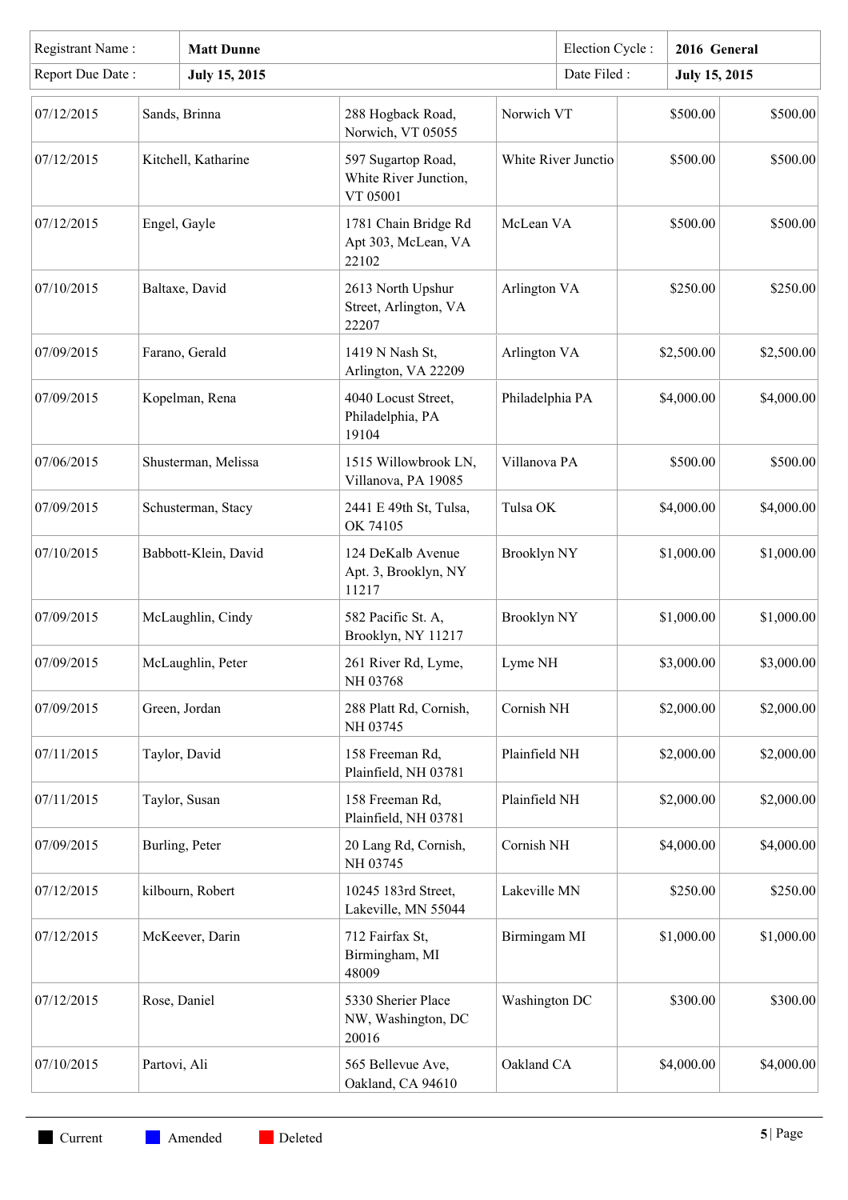| Registrant Name : | **Matt Dunne** | Election Cycle : | **2016 General** |
|---|---|---|---|
| Report Due Date : | **July 15, 2015** | Date Filed : | **July 15, 2015** |

| | | | | | |
|---|---|---|---|---|---|
| 07/12/2015 | Sands, Brinna | 288 Hogback Road, Norwich, VT 05055 | Norwich VT | $500.00 | $500.00 |
| 07/12/2015 | Kitchell, Katharine | 597 Sugartop Road, White River Junction, VT 05001 | White River Junctio | $500.00 | $500.00 |
| 07/12/2015 | Engel, Gayle | 1781 Chain Bridge Rd Apt 303, McLean, VA 22102 | McLean VA | $500.00 | $500.00 |
| 07/10/2015 | Baltaxe, David | 2613 North Upshur Street, Arlington, VA 22207 | Arlington VA | $250.00 | $250.00 |
| 07/09/2015 | Farano, Gerald | 1419 N Nash St, Arlington, VA 22209 | Arlington VA | $2,500.00 | $2,500.00 |
| 07/09/2015 | Kopelman, Rena | 4040 Locust Street, Philadelphia, PA 19104 | Philadelphia PA | $4,000.00 | $4,000.00 |
| 07/06/2015 | Shusterman, Melissa | 1515 Willowbrook LN, Villanova, PA 19085 | Villanova PA | $500.00 | $500.00 |
| 07/09/2015 | Schusterman, Stacy | 2441 E 49th St, Tulsa, OK 74105 | Tulsa OK | $4,000.00 | $4,000.00 |
| 07/10/2015 | Babbott-Klein, David | 124 DeKalb Avenue Apt. 3, Brooklyn, NY 11217 | Brooklyn NY | $1,000.00 | $1,000.00 |
| 07/09/2015 | McLaughlin, Cindy | 582 Pacific St. A, Brooklyn, NY 11217 | Brooklyn NY | $1,000.00 | $1,000.00 |
| 07/09/2015 | McLaughlin, Peter | 261 River Rd, Lyme, NH 03768 | Lyme NH | $3,000.00 | $3,000.00 |
| 07/09/2015 | Green, Jordan | 288 Platt Rd, Cornish, NH 03745 | Cornish NH | $2,000.00 | $2,000.00 |
| 07/11/2015 | Taylor, David | 158 Freeman Rd, Plainfield, NH 03781 | Plainfield NH | $2,000.00 | $2,000.00 |
| 07/11/2015 | Taylor, Susan | 158 Freeman Rd, Plainfield, NH 03781 | Plainfield NH | $2,000.00 | $2,000.00 |
| 07/09/2015 | Burling, Peter | 20 Lang Rd, Cornish, NH 03745 | Cornish NH | $4,000.00 | $4,000.00 |
| 07/12/2015 | kilbourn, Robert | 10245 183rd Street, Lakeville, MN 55044 | Lakeville MN | $250.00 | $250.00 |
| 07/12/2015 | McKeever, Darin | 712 Fairfax St, Birmingham, MI 48009 | Birmingam MI | $1,000.00 | $1,000.00 |
| 07/12/2015 | Rose, Daniel | 5330 Sherier Place NW, Washington, DC 20016 | Washington DC | $300.00 | $300.00 |
| 07/10/2015 | Partovi, Ali | 565 Bellevue Ave, Oakland, CA 94610 | Oakland CA | $4,000.00 | $4,000.00 |

Current Amended Deleted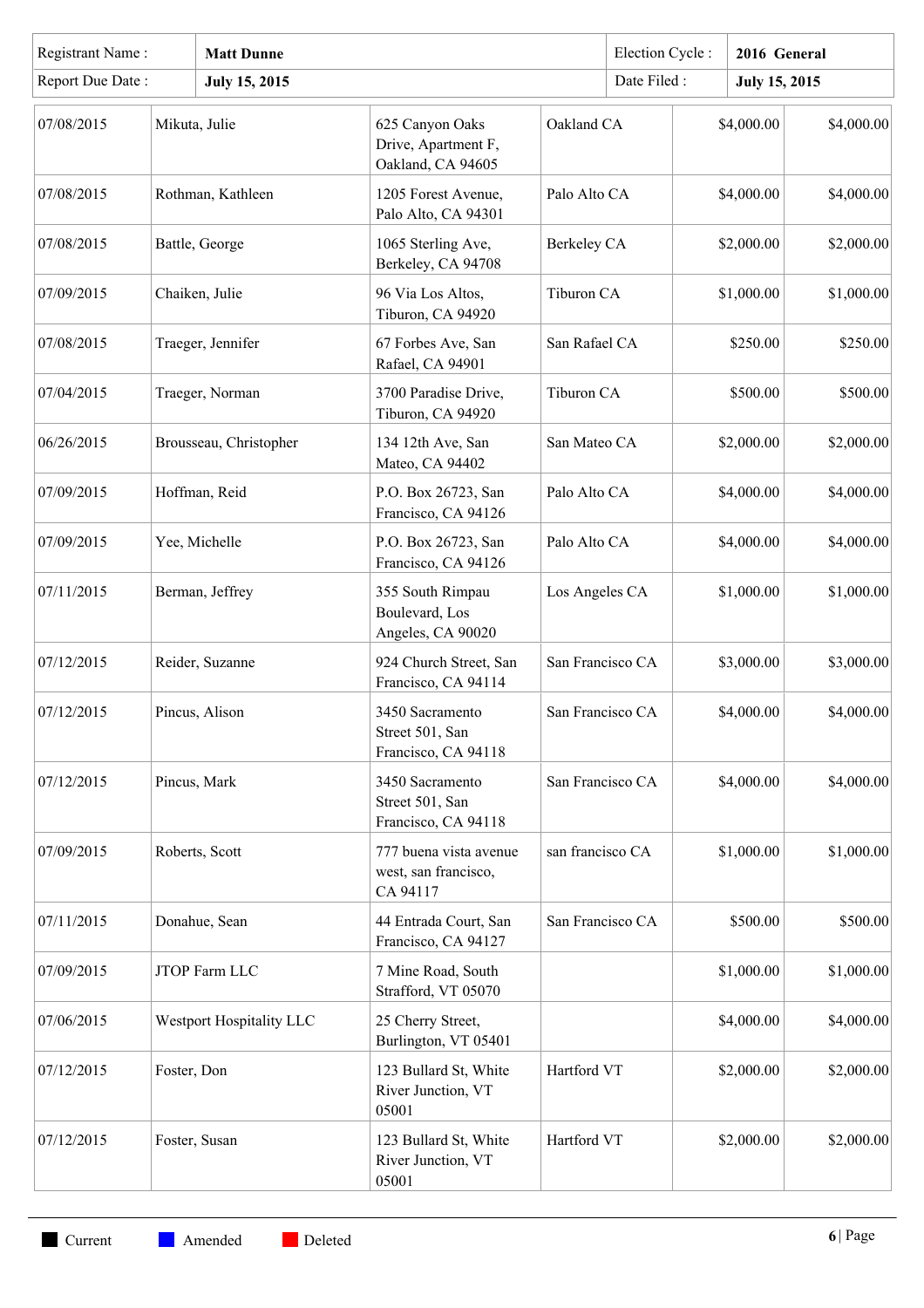| Registrant Name : | **Matt Dunne** | Election Cycle : | **2016 General** |
|---|---|---|---|
| Report Due Date : | **July 15, 2015** | Date Filed : | **July 15, 2015** |

| | | | | | |
|---|---|---|---|---|---|
| 07/08/2015 | Mikuta, Julie | 625 Canyon Oaks Drive, Apartment F, Oakland, CA 94605 | Oakland CA | $4,000.00 | $4,000.00 |
| 07/08/2015 | Rothman, Kathleen | 1205 Forest Avenue, Palo Alto, CA 94301 | Palo Alto CA | $4,000.00 | $4,000.00 |
| 07/08/2015 | Battle, George | 1065 Sterling Ave, Berkeley, CA 94708 | Berkeley CA | $2,000.00 | $2,000.00 |
| 07/09/2015 | Chaiken, Julie | 96 Via Los Altos, Tiburon, CA 94920 | Tiburon CA | $1,000.00 | $1,000.00 |
| 07/08/2015 | Traeger, Jennifer | 67 Forbes Ave, San Rafael, CA 94901 | San Rafael CA | $250.00 | $250.00 |
| 07/04/2015 | Traeger, Norman | 3700 Paradise Drive, Tiburon, CA 94920 | Tiburon CA | $500.00 | $500.00 |
| 06/26/2015 | Brousseau, Christopher | 134 12th Ave, San Mateo, CA 94402 | San Mateo CA | $2,000.00 | $2,000.00 |
| 07/09/2015 | Hoffman, Reid | P.O. Box 26723, San Francisco, CA 94126 | Palo Alto CA | $4,000.00 | $4,000.00 |
| 07/09/2015 | Yee, Michelle | P.O. Box 26723, San Francisco, CA 94126 | Palo Alto CA | $4,000.00 | $4,000.00 |
| 07/11/2015 | Berman, Jeffrey | 355 South Rimpau Boulevard, Los Angeles, CA 90020 | Los Angeles CA | $1,000.00 | $1,000.00 |
| 07/12/2015 | Reider, Suzanne | 924 Church Street, San Francisco, CA 94114 | San Francisco CA | $3,000.00 | $3,000.00 |
| 07/12/2015 | Pincus, Alison | 3450 Sacramento Street 501, San Francisco, CA 94118 | San Francisco CA | $4,000.00 | $4,000.00 |
| 07/12/2015 | Pincus, Mark | 3450 Sacramento Street 501, San Francisco, CA 94118 | San Francisco CA | $4,000.00 | $4,000.00 |
| 07/09/2015 | Roberts, Scott | 777 buena vista avenue west, san francisco, CA 94117 | san francisco CA | $1,000.00 | $1,000.00 |
| 07/11/2015 | Donahue, Sean | 44 Entrada Court, San Francisco, CA 94127 | San Francisco CA | $500.00 | $500.00 |
| 07/09/2015 | JTOP Farm LLC | 7 Mine Road, South Strafford, VT 05070 | | $1,000.00 | $1,000.00 |
| 07/06/2015 | Westport Hospitality LLC | 25 Cherry Street, Burlington, VT 05401 | | $4,000.00 | $4,000.00 |
| 07/12/2015 | Foster, Don | 123 Bullard St, White River Junction, VT 05001 | Hartford VT | $2,000.00 | $2,000.00 |
| 07/12/2015 | Foster, Susan | 123 Bullard St, White River Junction, VT 05001 | Hartford VT | $2,000.00 | $2,000.00 |

Current Amended Deleted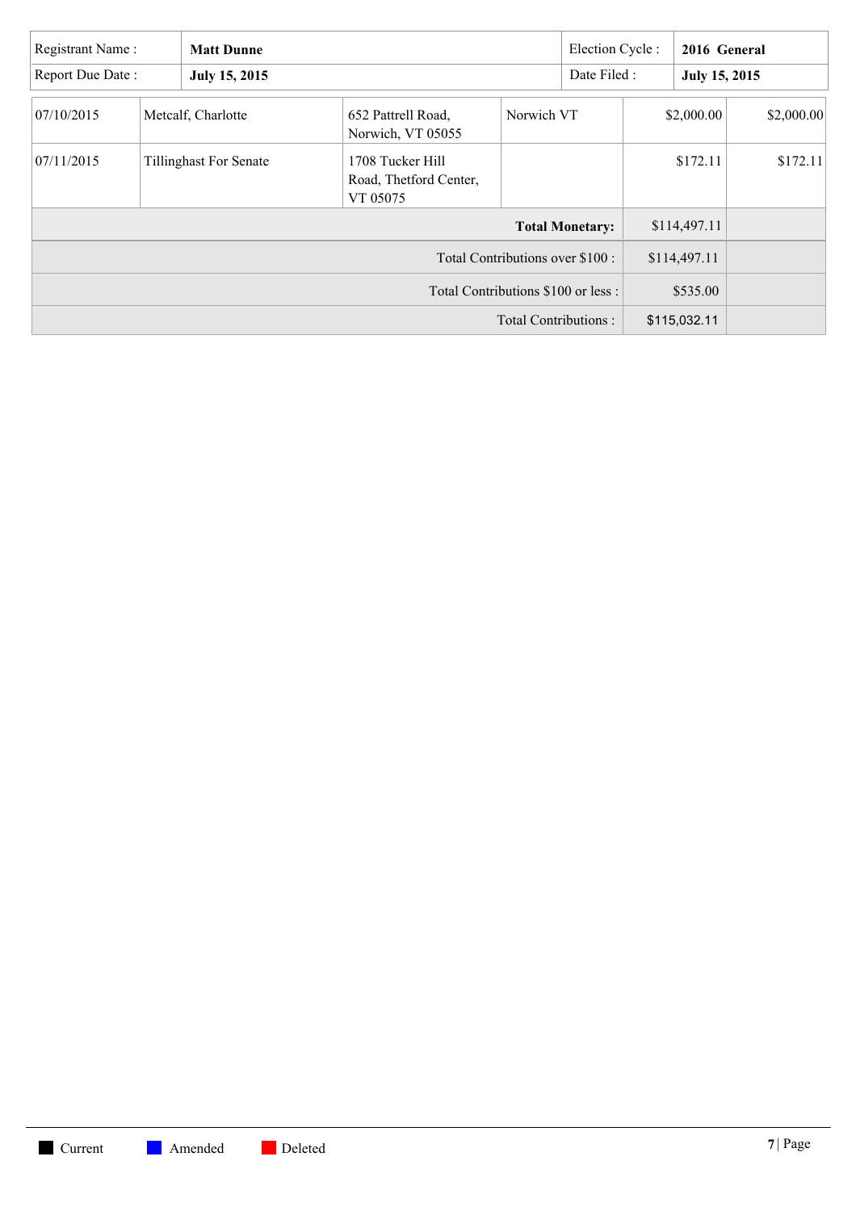| Registrant Name : | **Matt Dunne** | Election Cycle : | **2016 General** |
|---|---|---|---|
| Report Due Date : | **July 15, 2015** | Date Filed : | **July 15, 2015** |

| | | | | | |
|---|---|---|---|---|---|
| 07/10/2015 | Metcalf, Charlotte | 652 Pattrell Road, Norwich, VT 05055 | Norwich VT | $2,000.00 | $2,000.00 |
| 07/11/2015 | Tillinghast For Senate | 1708 Tucker Hill Road, Thetford Center, VT 05075 | | $172.11 | $172.11 |
| | | | **Total Monetary:** | $114,497.11 | |
| | | | Total Contributions over $100 : | $114,497.11 | |
| | | | Total Contributions $100 or less : | $535.00 | |
| | | | Total Contributions : | $115,032.11 | |

Current Amended Deleted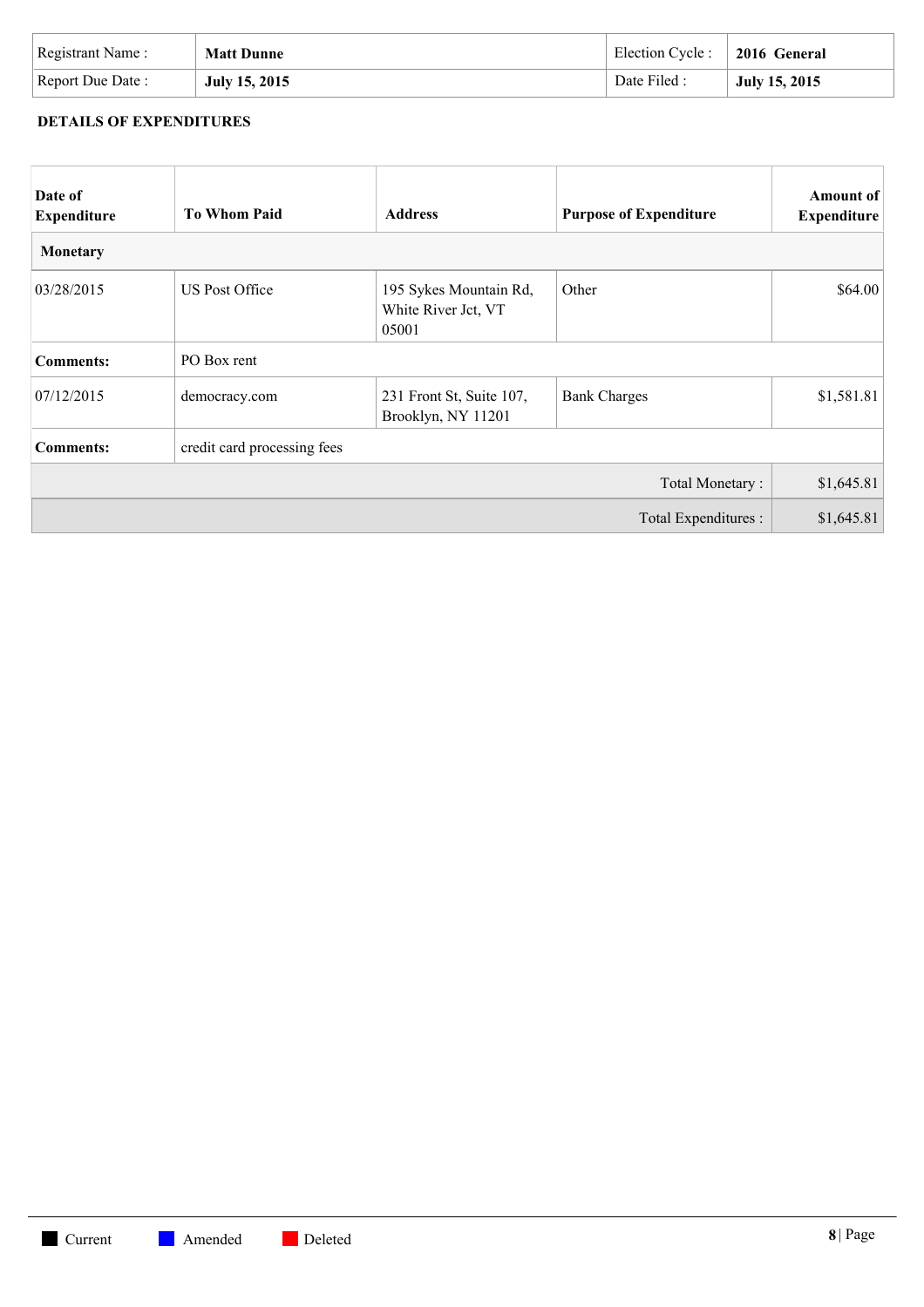| | | | |
|---|---|---|---|
| Registrant Name : | **Matt Dunne** | Election Cycle : | **2016 General** |
| Report Due Date : | **July 15, 2015** | Date Filed : | **July 15, 2015** |

**DETAILS OF EXPENDITURES**

| Date of Expenditure | To Whom Paid | Address | Purpose of Expenditure | Amount of Expenditure |
|---|---|---|---|---|
| **Monetary** | | | | |
| 03/28/2015 | US Post Office | 195 Sykes Mountain Rd, White River Jct, VT 05001 | Other | $64.00 |
| **Comments:** | PO Box rent | | | |
| 07/12/2015 | democracy.com | 231 Front St, Suite 107, Brooklyn, NY 11201 | Bank Charges | $1,581.81 |
| **Comments:** | credit card processing fees | | | |
| | | | Total Monetary : | $1,645.81 |
| | | | Total Expenditures : | $1,645.81 |

Current Amended Deleted